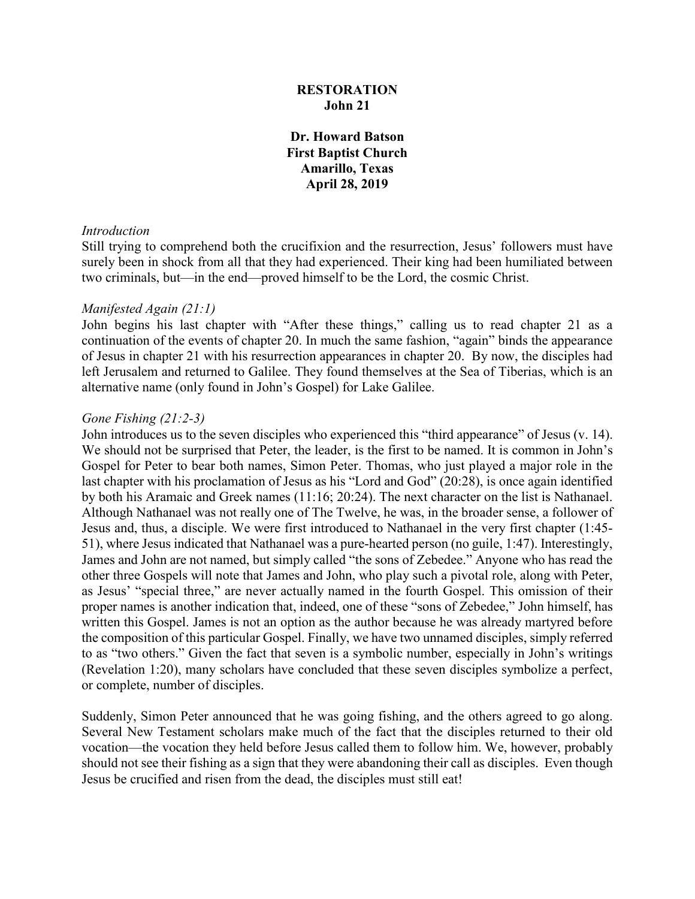**RESTORATION**
**John 21**

**Dr. Howard Batson**
**First Baptist Church**
**Amarillo, Texas**
**April 28, 2019**

*Introduction*

Still trying to comprehend both the crucifixion and the resurrection, Jesus' followers must have surely been in shock from all that they had experienced. Their king had been humiliated between two criminals, but—in the end—proved himself to be the Lord, the cosmic Christ.

*Manifested Again (21:1)*

John begins his last chapter with "After these things," calling us to read chapter 21 as a continuation of the events of chapter 20. In much the same fashion, "again" binds the appearance of Jesus in chapter 21 with his resurrection appearances in chapter 20. By now, the disciples had left Jerusalem and returned to Galilee. They found themselves at the Sea of Tiberias, which is an alternative name (only found in John's Gospel) for Lake Galilee.

*Gone Fishing (21:2-3)*

John introduces us to the seven disciples who experienced this "third appearance" of Jesus (v. 14). We should not be surprised that Peter, the leader, is the first to be named. It is common in John's Gospel for Peter to bear both names, Simon Peter. Thomas, who just played a major role in the last chapter with his proclamation of Jesus as his "Lord and God" (20:28), is once again identified by both his Aramaic and Greek names (11:16; 20:24). The next character on the list is Nathanael. Although Nathanael was not really one of The Twelve, he was, in the broader sense, a follower of Jesus and, thus, a disciple. We were first introduced to Nathanael in the very first chapter (1:45-51), where Jesus indicated that Nathanael was a pure-hearted person (no guile, 1:47). Interestingly, James and John are not named, but simply called "the sons of Zebedee." Anyone who has read the other three Gospels will note that James and John, who play such a pivotal role, along with Peter, as Jesus' "special three," are never actually named in the fourth Gospel. This omission of their proper names is another indication that, indeed, one of these "sons of Zebedee," John himself, has written this Gospel. James is not an option as the author because he was already martyred before the composition of this particular Gospel. Finally, we have two unnamed disciples, simply referred to as "two others." Given the fact that seven is a symbolic number, especially in John's writings (Revelation 1:20), many scholars have concluded that these seven disciples symbolize a perfect, or complete, number of disciples.

Suddenly, Simon Peter announced that he was going fishing, and the others agreed to go along. Several New Testament scholars make much of the fact that the disciples returned to their old vocation—the vocation they held before Jesus called them to follow him. We, however, probably should not see their fishing as a sign that they were abandoning their call as disciples. Even though Jesus be crucified and risen from the dead, the disciples must still eat!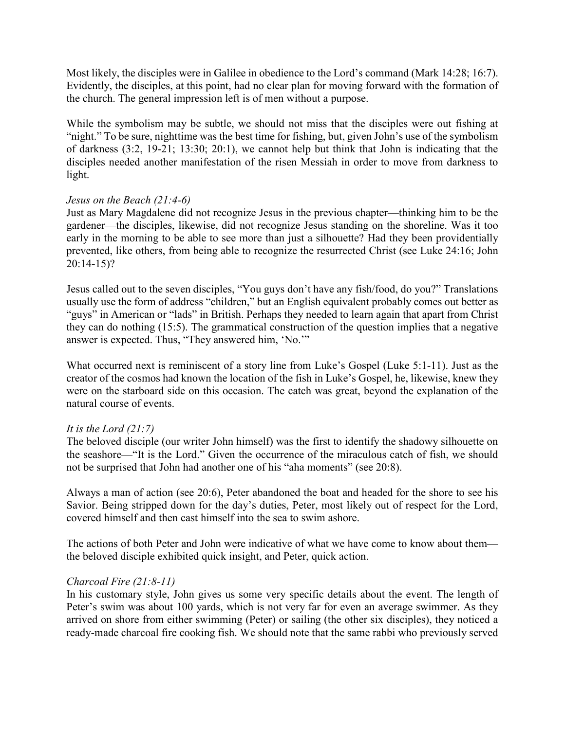Most likely, the disciples were in Galilee in obedience to the Lord's command (Mark 14:28; 16:7). Evidently, the disciples, at this point, had no clear plan for moving forward with the formation of the church. The general impression left is of men without a purpose.

While the symbolism may be subtle, we should not miss that the disciples were out fishing at "night." To be sure, nighttime was the best time for fishing, but, given John's use of the symbolism of darkness (3:2, 19-21; 13:30; 20:1), we cannot help but think that John is indicating that the disciples needed another manifestation of the risen Messiah in order to move from darkness to light.

*Jesus on the Beach (21:4-6)*
Just as Mary Magdalene did not recognize Jesus in the previous chapter—thinking him to be the gardener—the disciples, likewise, did not recognize Jesus standing on the shoreline. Was it too early in the morning to be able to see more than just a silhouette? Had they been providentially prevented, like others, from being able to recognize the resurrected Christ (see Luke 24:16; John 20:14-15)?

Jesus called out to the seven disciples, "You guys don't have any fish/food, do you?" Translations usually use the form of address "children," but an English equivalent probably comes out better as "guys" in American or "lads" in British. Perhaps they needed to learn again that apart from Christ they can do nothing (15:5). The grammatical construction of the question implies that a negative answer is expected. Thus, "They answered him, 'No.'"

What occurred next is reminiscent of a story line from Luke's Gospel (Luke 5:1-11). Just as the creator of the cosmos had known the location of the fish in Luke's Gospel, he, likewise, knew they were on the starboard side on this occasion. The catch was great, beyond the explanation of the natural course of events.

*It is the Lord (21:7)*
The beloved disciple (our writer John himself) was the first to identify the shadowy silhouette on the seashore—"It is the Lord." Given the occurrence of the miraculous catch of fish, we should not be surprised that John had another one of his "aha moments" (see 20:8).

Always a man of action (see 20:6), Peter abandoned the boat and headed for the shore to see his Savior. Being stripped down for the day's duties, Peter, most likely out of respect for the Lord, covered himself and then cast himself into the sea to swim ashore.

The actions of both Peter and John were indicative of what we have come to know about them—the beloved disciple exhibited quick insight, and Peter, quick action.

*Charcoal Fire (21:8-11)*
In his customary style, John gives us some very specific details about the event. The length of Peter's swim was about 100 yards, which is not very far for even an average swimmer. As they arrived on shore from either swimming (Peter) or sailing (the other six disciples), they noticed a ready-made charcoal fire cooking fish. We should note that the same rabbi who previously served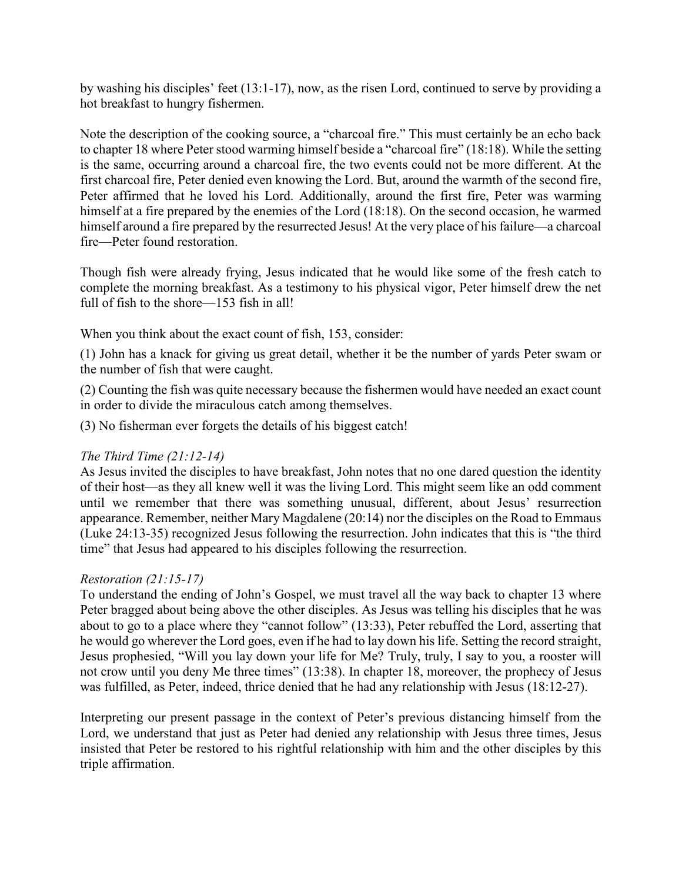by washing his disciples' feet (13:1-17), now, as the risen Lord, continued to serve by providing a hot breakfast to hungry fishermen.

Note the description of the cooking source, a "charcoal fire." This must certainly be an echo back to chapter 18 where Peter stood warming himself beside a "charcoal fire" (18:18). While the setting is the same, occurring around a charcoal fire, the two events could not be more different. At the first charcoal fire, Peter denied even knowing the Lord. But, around the warmth of the second fire, Peter affirmed that he loved his Lord. Additionally, around the first fire, Peter was warming himself at a fire prepared by the enemies of the Lord (18:18). On the second occasion, he warmed himself around a fire prepared by the resurrected Jesus! At the very place of his failure—a charcoal fire—Peter found restoration.

Though fish were already frying, Jesus indicated that he would like some of the fresh catch to complete the morning breakfast. As a testimony to his physical vigor, Peter himself drew the net full of fish to the shore—153 fish in all!

When you think about the exact count of fish, 153, consider:

(1) John has a knack for giving us great detail, whether it be the number of yards Peter swam or the number of fish that were caught.

(2) Counting the fish was quite necessary because the fishermen would have needed an exact count in order to divide the miraculous catch among themselves.

(3) No fisherman ever forgets the details of his biggest catch!

*The Third Time (21:12-14)*
As Jesus invited the disciples to have breakfast, John notes that no one dared question the identity of their host—as they all knew well it was the living Lord. This might seem like an odd comment until we remember that there was something unusual, different, about Jesus' resurrection appearance. Remember, neither Mary Magdalene (20:14) nor the disciples on the Road to Emmaus (Luke 24:13-35) recognized Jesus following the resurrection. John indicates that this is "the third time" that Jesus had appeared to his disciples following the resurrection.

*Restoration (21:15-17)*
To understand the ending of John's Gospel, we must travel all the way back to chapter 13 where Peter bragged about being above the other disciples. As Jesus was telling his disciples that he was about to go to a place where they "cannot follow" (13:33), Peter rebuffed the Lord, asserting that he would go wherever the Lord goes, even if he had to lay down his life. Setting the record straight, Jesus prophesied, "Will you lay down your life for Me? Truly, truly, I say to you, a rooster will not crow until you deny Me three times" (13:38). In chapter 18, moreover, the prophecy of Jesus was fulfilled, as Peter, indeed, thrice denied that he had any relationship with Jesus (18:12-27).

Interpreting our present passage in the context of Peter's previous distancing himself from the Lord, we understand that just as Peter had denied any relationship with Jesus three times, Jesus insisted that Peter be restored to his rightful relationship with him and the other disciples by this triple affirmation.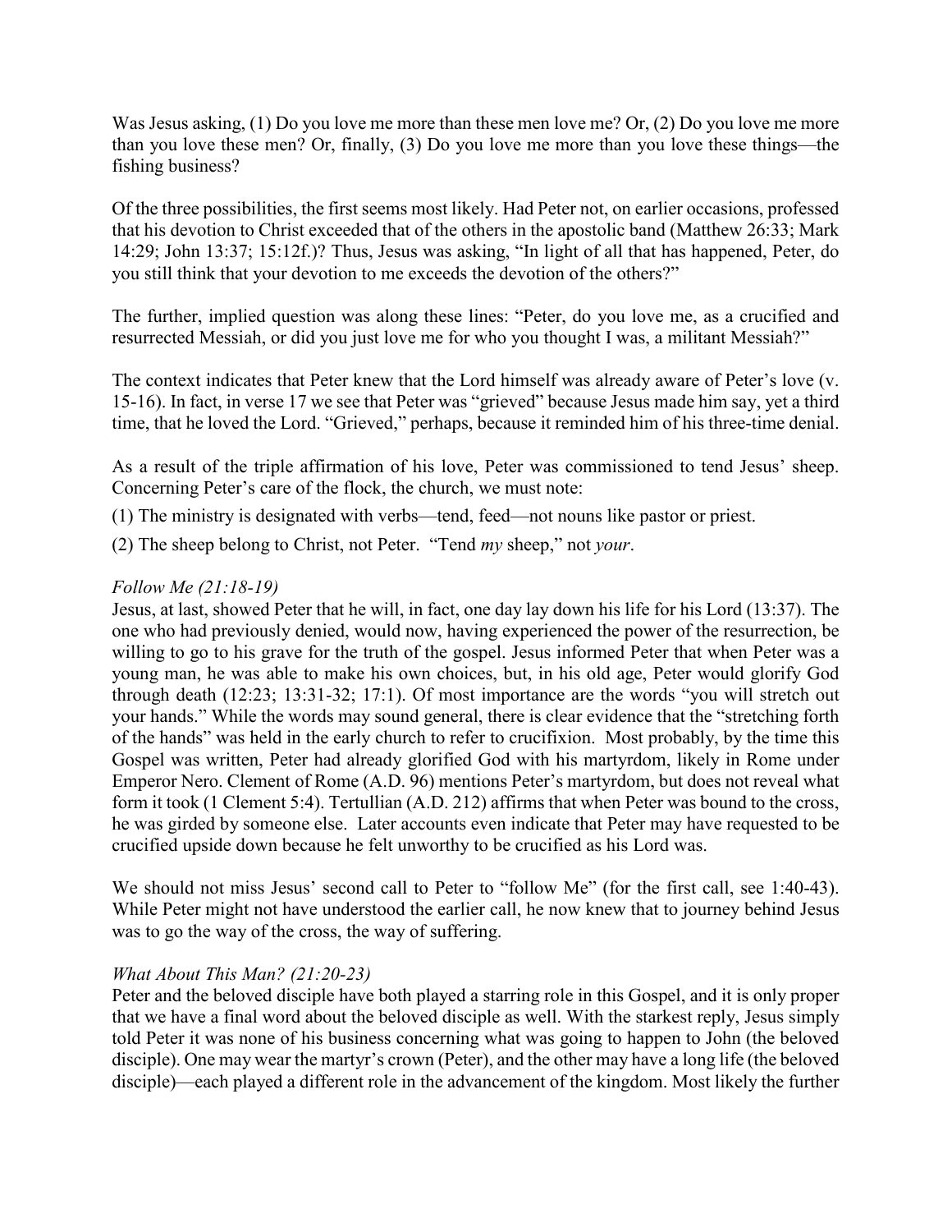Was Jesus asking, (1) Do you love me more than these men love me? Or, (2) Do you love me more than you love these men? Or, finally, (3) Do you love me more than you love these things—the fishing business?

Of the three possibilities, the first seems most likely. Had Peter not, on earlier occasions, professed that his devotion to Christ exceeded that of the others in the apostolic band (Matthew 26:33; Mark 14:29; John 13:37; 15:12f.)? Thus, Jesus was asking, "In light of all that has happened, Peter, do you still think that your devotion to me exceeds the devotion of the others?"

The further, implied question was along these lines: "Peter, do you love me, as a crucified and resurrected Messiah, or did you just love me for who you thought I was, a militant Messiah?"

The context indicates that Peter knew that the Lord himself was already aware of Peter's love (v. 15-16). In fact, in verse 17 we see that Peter was "grieved" because Jesus made him say, yet a third time, that he loved the Lord. "Grieved," perhaps, because it reminded him of his three-time denial.

As a result of the triple affirmation of his love, Peter was commissioned to tend Jesus' sheep. Concerning Peter's care of the flock, the church, we must note:

(1) The ministry is designated with verbs—tend, feed—not nouns like pastor or priest.

(2) The sheep belong to Christ, not Peter. "Tend *my* sheep," not *your*.

*Follow Me (21:18-19)*

Jesus, at last, showed Peter that he will, in fact, one day lay down his life for his Lord (13:37). The one who had previously denied, would now, having experienced the power of the resurrection, be willing to go to his grave for the truth of the gospel. Jesus informed Peter that when Peter was a young man, he was able to make his own choices, but, in his old age, Peter would glorify God through death (12:23; 13:31-32; 17:1). Of most importance are the words "you will stretch out your hands." While the words may sound general, there is clear evidence that the "stretching forth of the hands" was held in the early church to refer to crucifixion. Most probably, by the time this Gospel was written, Peter had already glorified God with his martyrdom, likely in Rome under Emperor Nero. Clement of Rome (A.D. 96) mentions Peter's martyrdom, but does not reveal what form it took (1 Clement 5:4). Tertullian (A.D. 212) affirms that when Peter was bound to the cross, he was girded by someone else. Later accounts even indicate that Peter may have requested to be crucified upside down because he felt unworthy to be crucified as his Lord was.

We should not miss Jesus' second call to Peter to "follow Me" (for the first call, see 1:40-43). While Peter might not have understood the earlier call, he now knew that to journey behind Jesus was to go the way of the cross, the way of suffering.

*What About This Man? (21:20-23)*

Peter and the beloved disciple have both played a starring role in this Gospel, and it is only proper that we have a final word about the beloved disciple as well. With the starkest reply, Jesus simply told Peter it was none of his business concerning what was going to happen to John (the beloved disciple). One may wear the martyr's crown (Peter), and the other may have a long life (the beloved disciple)—each played a different role in the advancement of the kingdom. Most likely the further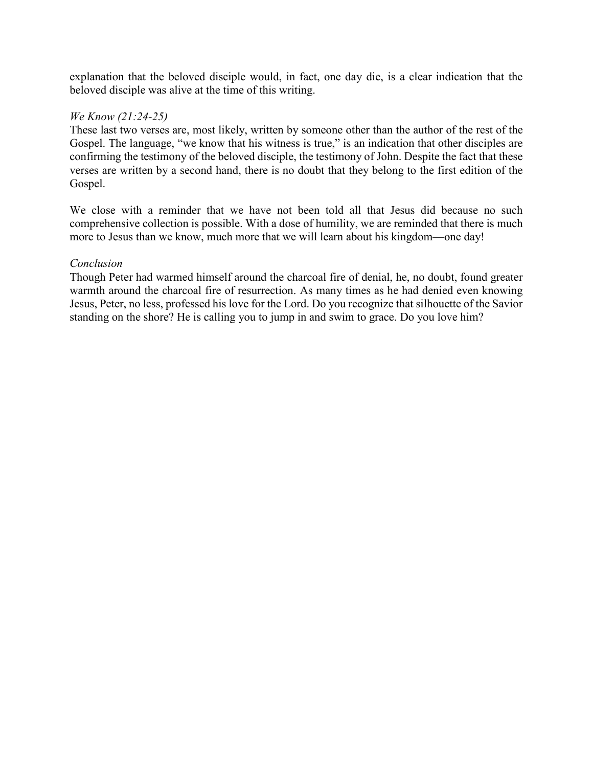explanation that the beloved disciple would, in fact, one day die, is a clear indication that the beloved disciple was alive at the time of this writing.

*We Know (21:24-25)*

These last two verses are, most likely, written by someone other than the author of the rest of the Gospel. The language, "we know that his witness is true," is an indication that other disciples are confirming the testimony of the beloved disciple, the testimony of John. Despite the fact that these verses are written by a second hand, there is no doubt that they belong to the first edition of the Gospel.

We close with a reminder that we have not been told all that Jesus did because no such comprehensive collection is possible. With a dose of humility, we are reminded that there is much more to Jesus than we know, much more that we will learn about his kingdom—one day!

*Conclusion*

Though Peter had warmed himself around the charcoal fire of denial, he, no doubt, found greater warmth around the charcoal fire of resurrection. As many times as he had denied even knowing Jesus, Peter, no less, professed his love for the Lord. Do you recognize that silhouette of the Savior standing on the shore? He is calling you to jump in and swim to grace. Do you love him?